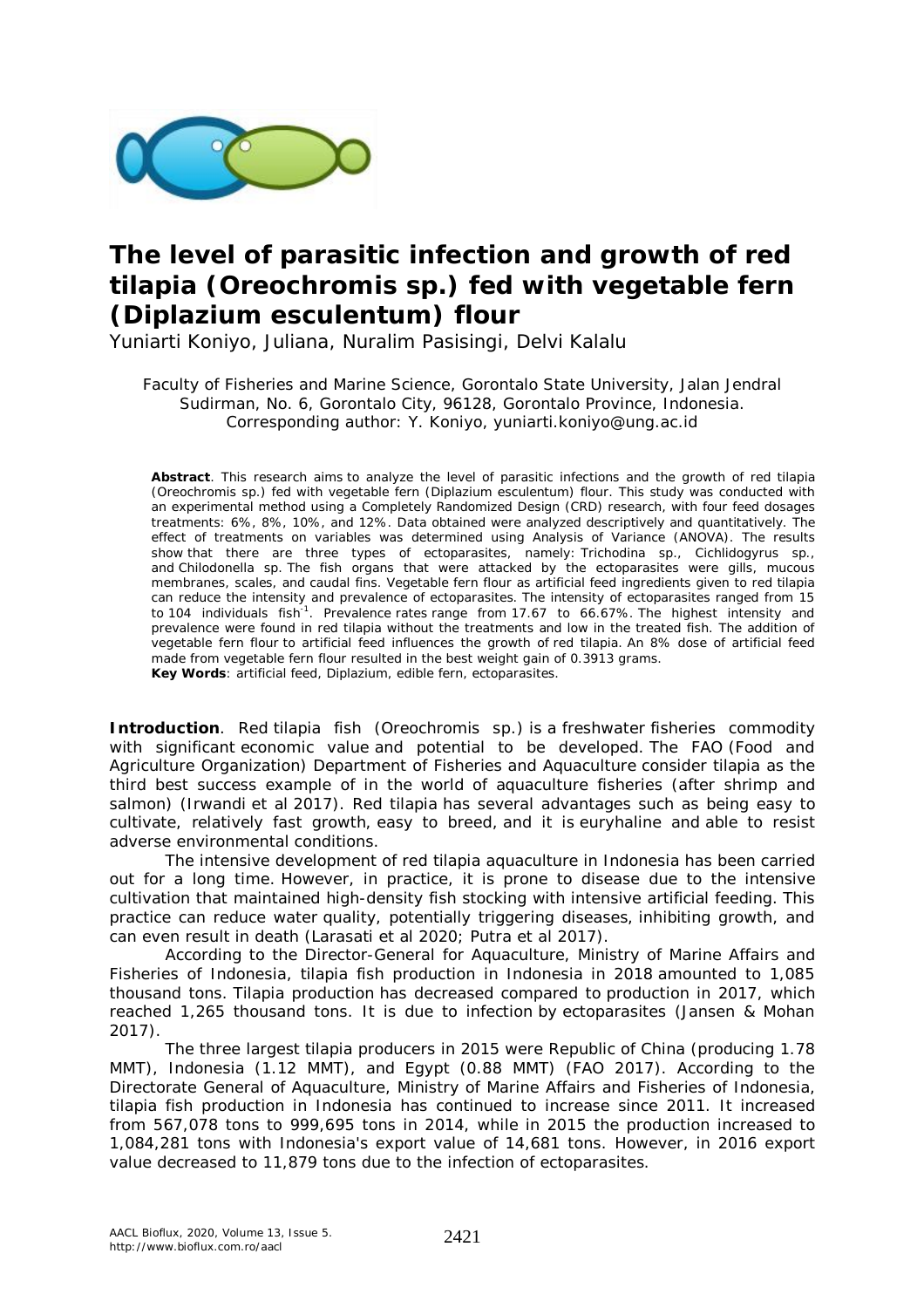# The level of parasitic infection and growth of red tilapia (Oreochromis sp.) fed with vegetable fern (Diplazium esculentum) flour

Yuniarti Koniyo, Juliana, Nuralim Pasisingi, Delvi Kalalu

Faculty of Fisheries and Marine Science, Gorontalo State University, Jalan Jendral Sudirman, No. 6, Gorontalo City, 96128, Gorontalo Province, Indonesia. Corresponding author: Y. Koniyo, yuniarti.koniyo@ung.ac.id

**Abstract**. This research aims to analyze the level of parasitic infections and the growth of red tilapia (*Oreochromis* sp.) fed with vegetable fern (*Diplazium esculentum*) flour. This study was conducted with an experimental method using a Completely Randomized Design (CRD) research, with four feed dosages treatments: 6%, 8%, 10%, and 12%. Data obtained were analyzed descriptively and quantitatively. The effect of treatments on variables was determined using Analysis of Variance (ANOVA). The results show that there are three types of ectoparasites, namely: *Trichodina* sp., *Cichlidogyrus* sp., and *Chilodonella* sp. The fish organs that were attacked by the ectoparasites were gills, mucous membranes, scales, and caudal fins. Vegetable fern flour as artificial feed ingredients given to red tilapia can reduce the intensity and prevalence of ectoparasites. The intensity of ectoparasites ranged from 15 to 104 individuals fish$^{-1}$. Prevalence rates range from 17.67 to 66.67%. The highest intensity and prevalence were found in red tilapia without the treatments and low in the treated fish. The addition of vegetable fern flour to artificial feed influences the growth of red tilapia. An 8% dose of artificial feed made from vegetable fern flour resulted in the best weight gain of 0.3913 grams.

**Key Words**: artificial feed, *Diplazium*, edible fern, ectoparasites.

**Introduction**. Red tilapia fish (*Oreochromis* sp.) is a freshwater fisheries commodity with significant economic value and potential to be developed. The FAO (Food and Agriculture Organization) Department of Fisheries and Aquaculture consider tilapia as the third best success example of in the world of aquaculture fisheries (after shrimp and salmon) (Irwandi et al 2017). Red tilapia has several advantages such as being easy to cultivate, relatively fast growth, easy to breed, and it is euryhaline and able to resist adverse environmental conditions.

The intensive development of red tilapia aquaculture in Indonesia has been carried out for a long time. However, in practice, it is prone to disease due to the intensive cultivation that maintained high-density fish stocking with intensive artificial feeding. This practice can reduce water quality, potentially triggering diseases, inhibiting growth, and can even result in death (Larasati et al 2020; Putra et al 2017).

According to the Director-General for Aquaculture, Ministry of Marine Affairs and Fisheries of Indonesia, tilapia fish production in Indonesia in 2018 amounted to 1,085 thousand tons. Tilapia production has decreased compared to production in 2017, which reached 1,265 thousand tons. It is due to infection by ectoparasites (Jansen & Mohan 2017).

The three largest tilapia producers in 2015 were Republic of China (producing 1.78 MMT), Indonesia (1.12 MMT), and Egypt (0.88 MMT) (FAO 2017). According to the Directorate General of Aquaculture, Ministry of Marine Affairs and Fisheries of Indonesia, tilapia fish production in Indonesia has continued to increase since 2011. It increased from 567,078 tons to 999,695 tons in 2014, while in 2015 the production increased to 1,084,281 tons with Indonesia's export value of 14,681 tons. However, in 2016 export value decreased to 11,879 tons due to the infection of ectoparasites.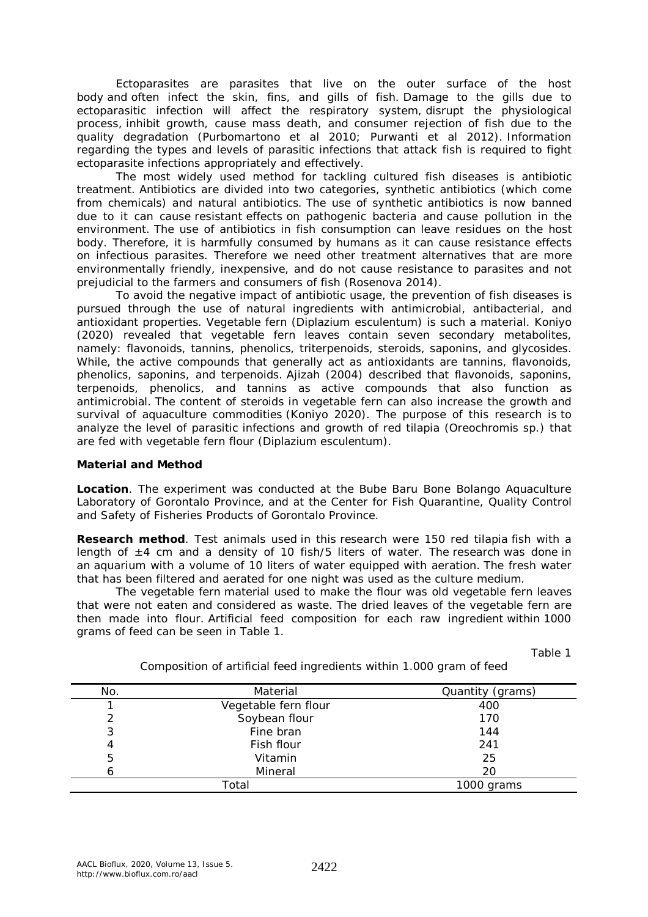Ectoparasites are parasites that live on the outer surface of the host body and often infect the skin, fins, and gills of fish. Damage to the gills due to ectoparasitic infection will affect the respiratory system, disrupt the physiological process, inhibit growth, cause mass death, and consumer rejection of fish due to the quality degradation (Purbomartono et al 2010; Purwanti et al 2012). Information regarding the types and levels of parasitic infections that attack fish is required to fight ectoparasite infections appropriately and effectively.

The most widely used method for tackling cultured fish diseases is antibiotic treatment. Antibiotics are divided into two categories, synthetic antibiotics (which come from chemicals) and natural antibiotics. The use of synthetic antibiotics is now banned due to it can cause resistant effects on pathogenic bacteria and cause pollution in the environment. The use of antibiotics in fish consumption can leave residues on the host body. Therefore, it is harmfully consumed by humans as it can cause resistance effects on infectious parasites. Therefore we need other treatment alternatives that are more environmentally friendly, inexpensive, and do not cause resistance to parasites and not prejudicial to the farmers and consumers of fish (Rosenova 2014).

To avoid the negative impact of antibiotic usage, the prevention of fish diseases is pursued through the use of natural ingredients with antimicrobial, antibacterial, and antioxidant properties. Vegetable fern (*Diplazium esculentum*) is such a material. Koniyo (2020) revealed that vegetable fern leaves contain seven secondary metabolites, namely: flavonoids, tannins, phenolics, triterpenoids, steroids, saponins, and glycosides. While, the active compounds that generally act as antioxidants are tannins, flavonoids, phenolics, saponins, and terpenoids. Ajizah (2004) described that flavonoids, saponins, terpenoids, phenolics, and tannins as active compounds that also function as antimicrobial. The content of steroids in vegetable fern can also increase the growth and survival of aquaculture commodities (Koniyo 2020). The purpose of this research is to analyze the level of parasitic infections and growth of red tilapia (*Oreochromis* sp.) that are fed with vegetable fern flour (*Diplazium esculentum*).

## Material and Method

**Location**. The experiment was conducted at the Bube Baru Bone Bolango Aquaculture Laboratory of Gorontalo Province, and at the Center for Fish Quarantine, Quality Control and Safety of Fisheries Products of Gorontalo Province.

**Research method**. Test animals used in this research were 150 red tilapia fish with a length of ±4 cm and a density of 10 fish/5 liters of water. The research was done in an aquarium with a volume of 10 liters of water equipped with aeration. The fresh water that has been filtered and aerated for one night was used as the culture medium.

The vegetable fern material used to make the flour was old vegetable fern leaves that were not eaten and considered as waste. The dried leaves of the vegetable fern are then made into flour. Artificial feed composition for each raw ingredient within 1000 grams of feed can be seen in Table 1.

Table 1

Composition of artificial feed ingredients within 1.000 gram of feed

| No. | Material | Quantity (grams) |
|---|---|---|
| 1 | Vegetable fern flour | 400 |
| 2 | Soybean flour | 170 |
| 3 | Fine bran | 144 |
| 4 | Fish flour | 241 |
| 5 | Vitamin | 25 |
| 6 | Mineral | 20 |
| | Total | 1000 grams |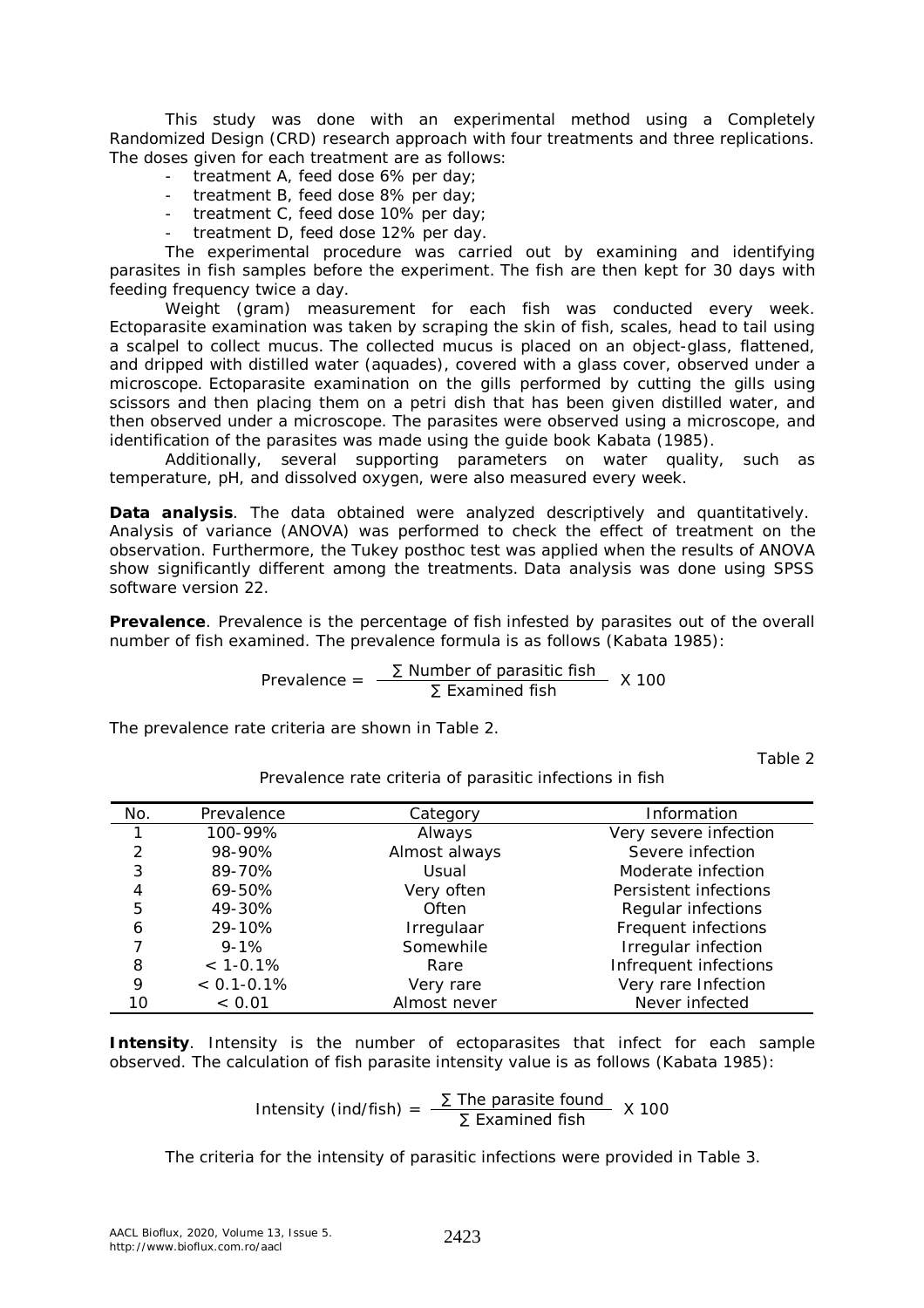This study was done with an experimental method using a Completely Randomized Design (CRD) research approach with four treatments and three replications. The doses given for each treatment are as follows:

- treatment A, feed dose 6% per day;
- treatment B, feed dose 8% per day;
- treatment C, feed dose 10% per day;
- treatment D, feed dose 12% per day.

The experimental procedure was carried out by examining and identifying parasites in fish samples before the experiment. The fish are then kept for 30 days with feeding frequency twice a day.

Weight (gram) measurement for each fish was conducted every week. Ectoparasite examination was taken by scraping the skin of fish, scales, head to tail using a scalpel to collect mucus. The collected mucus is placed on an object-glass, flattened, and dripped with distilled water (aquades), covered with a glass cover, observed under a microscope. Ectoparasite examination on the gills performed by cutting the gills using scissors and then placing them on a petri dish that has been given distilled water, and then observed under a microscope. The parasites were observed using a microscope, and identification of the parasites was made using the guide book Kabata (1985).

Additionally, several supporting parameters on water quality, such as temperature, pH, and dissolved oxygen, were also measured every week.

**Data analysis**. The data obtained were analyzed descriptively and quantitatively. Analysis of variance (ANOVA) was performed to check the effect of treatment on the observation. Furthermore, the Tukey posthoc test was applied when the results of ANOVA show significantly different among the treatments. Data analysis was done using SPSS software version 22.

**Prevalence**. Prevalence is the percentage of fish infested by parasites out of the overall number of fish examined. The prevalence formula is as follows (Kabata 1985):

$$\text{Prevalence} = \frac{\sum \text{Number of parasitic fish}}{\sum \text{Examined fish}} \times 100$$

The prevalence rate criteria are shown in Table 2.

Table 2

Prevalence rate criteria of parasitic infections in fish

| No. | Prevalence | Category | Information |
|---|---|---|---|
| 1 | 100-99% | Always | Very severe infection |
| 2 | 98-90% | Almost always | Severe infection |
| 3 | 89-70% | Usual | Moderate infection |
| 4 | 69-50% | Very often | Persistent infections |
| 5 | 49-30% | Often | Regular infections |
| 6 | 29-10% | Irregulaar | Frequent infections |
| 7 | 9-1% | Somewhile | Irregular infection |
| 8 | < 1-0.1% | Rare | Infrequent infections |
| 9 | < 0.1-0.1% | Very rare | Very rare Infection |
| 10 | < 0.01 | Almost never | Never infected |

**Intensity**. Intensity is the number of ectoparasites that infect for each sample observed. The calculation of fish parasite intensity value is as follows (Kabata 1985):

$$\text{Intensity (ind/fish)} = \frac{\sum \text{The parasite found}}{\sum \text{Examined fish}} \times 100$$

The criteria for the intensity of parasitic infections were provided in Table 3.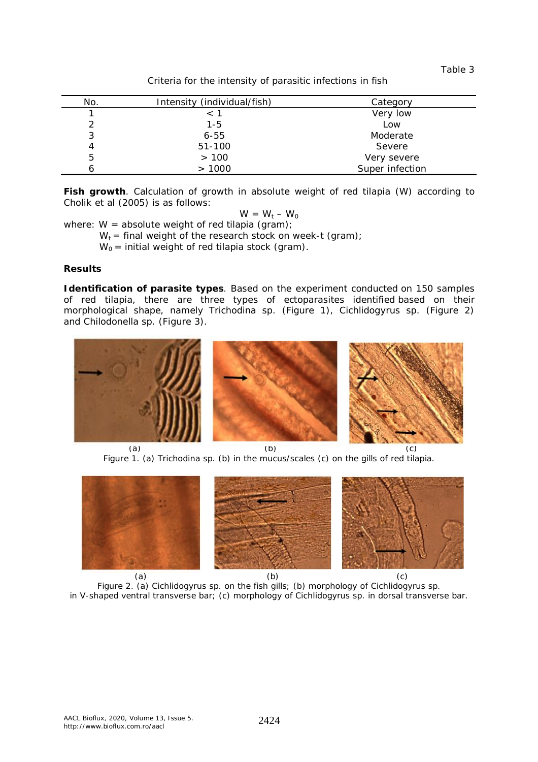Table 3

Criteria for the intensity of parasitic infections in fish

| No. | Intensity (individual/fish) | Category |
|---|---|---|
| 1 | < 1 | Very low |
| 2 | 1-5 | Low |
| 3 | 6-55 | Moderate |
| 4 | 51-100 | Severe |
| 5 | > 100 | Very severe |
| 6 | > 1000 | Super infection |

**Fish growth**. Calculation of growth in absolute weight of red tilapia (W) according to Cholik et al (2005) is as follows:

$$W = W_t - W_0$$

where: W = absolute weight of red tilapia (gram);
$W_t$ = final weight of the research stock on week-t (gram);
$W_0$ = initial weight of red tilapia stock (gram).

**Results**

**Identification of parasite types**. Based on the experiment conducted on 150 samples of red tilapia, there are three types of ectoparasites identified based on their morphological shape, namely Trichodina sp. (Figure 1), Cichlidogyrus sp. (Figure 2) and Chilodonella sp. (Figure 3).

(a) (b) (c)

Figure 1. (a) Trichodina sp. (b) in the mucus/scales (c) on the gills of red tilapia.

(a) (b) (c)

Figure 2. (a) Cichlidogyrus sp. on the fish gills; (b) morphology of Cichlidogyrus sp. in V-shaped ventral transverse bar; (c) morphology of Cichlidogyrus sp. in dorsal transverse bar.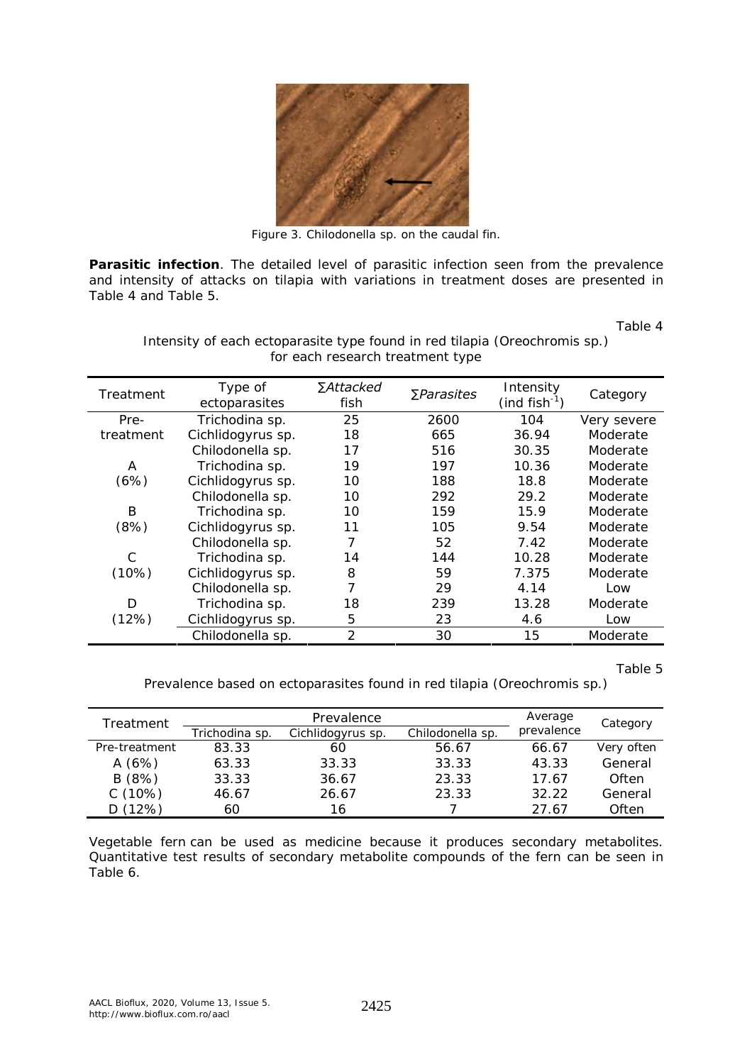Figure 3. Chilodonella sp. on the caudal fin.

**Parasitic infection**. The detailed level of parasitic infection seen from the prevalence and intensity of attacks on tilapia with variations in treatment doses are presented in Table 4 and Table 5.

Table 4

Intensity of each ectoparasite type found in red tilapia (Oreochromis sp.) for each research treatment type

| Treatment | Type of ectoparasites | ∑*Attacked* fish | ∑*Parasites* | Intensity (ind $fish^{-1}$) | Category |
|---|---|---|---|---|---|
| Pre-treatment | Trichodina sp. | 25 | 2600 | 104 | Very severe |
| | Cichlidogyrus sp. | 18 | 665 | 36.94 | Moderate |
| | Chilodonella sp. | 17 | 516 | 30.35 | Moderate |
| A (6%) | Trichodina sp. | 19 | 197 | 10.36 | Moderate |
| | Cichlidogyrus sp. | 10 | 188 | 18.8 | Moderate |
| | Chilodonella sp. | 10 | 292 | 29.2 | Moderate |
| B (8%) | Trichodina sp. | 10 | 159 | 15.9 | Moderate |
| | Cichlidogyrus sp. | 11 | 105 | 9.54 | Moderate |
| | Chilodonella sp. | 7 | 52 | 7.42 | Moderate |
| C (10%) | Trichodina sp. | 14 | 144 | 10.28 | Moderate |
| | Cichlidogyrus sp. | 8 | 59 | 7.375 | Moderate |
| | Chilodonella sp. | 7 | 29 | 4.14 | Low |
| D (12%) | Trichodina sp. | 18 | 239 | 13.28 | Moderate |
| | Cichlidogyrus sp. | 5 | 23 | 4.6 | Low |
| | Chilodonella sp. | 2 | 30 | 15 | Moderate |

Table 5

Prevalence based on ectoparasites found in red tilapia (Oreochromis sp.)

| Treatment | Prevalence | | | Average prevalence | Category |
|---|---|---|---|---|---|
| | Trichodina sp. | Cichlidogyrus sp. | Chilodonella sp. | | |
| Pre-treatment | 83.33 | 60 | 56.67 | 66.67 | Very often |
| A (6%) | 63.33 | 33.33 | 33.33 | 43.33 | General |
| B (8%) | 33.33 | 36.67 | 23.33 | 17.67 | Often |
| C (10%) | 46.67 | 26.67 | 23.33 | 32.22 | General |
| D (12%) | 60 | 16 | 7 | 27.67 | Often |

Vegetable fern can be used as medicine because it produces secondary metabolites. Quantitative test results of secondary metabolite compounds of the fern can be seen in Table 6.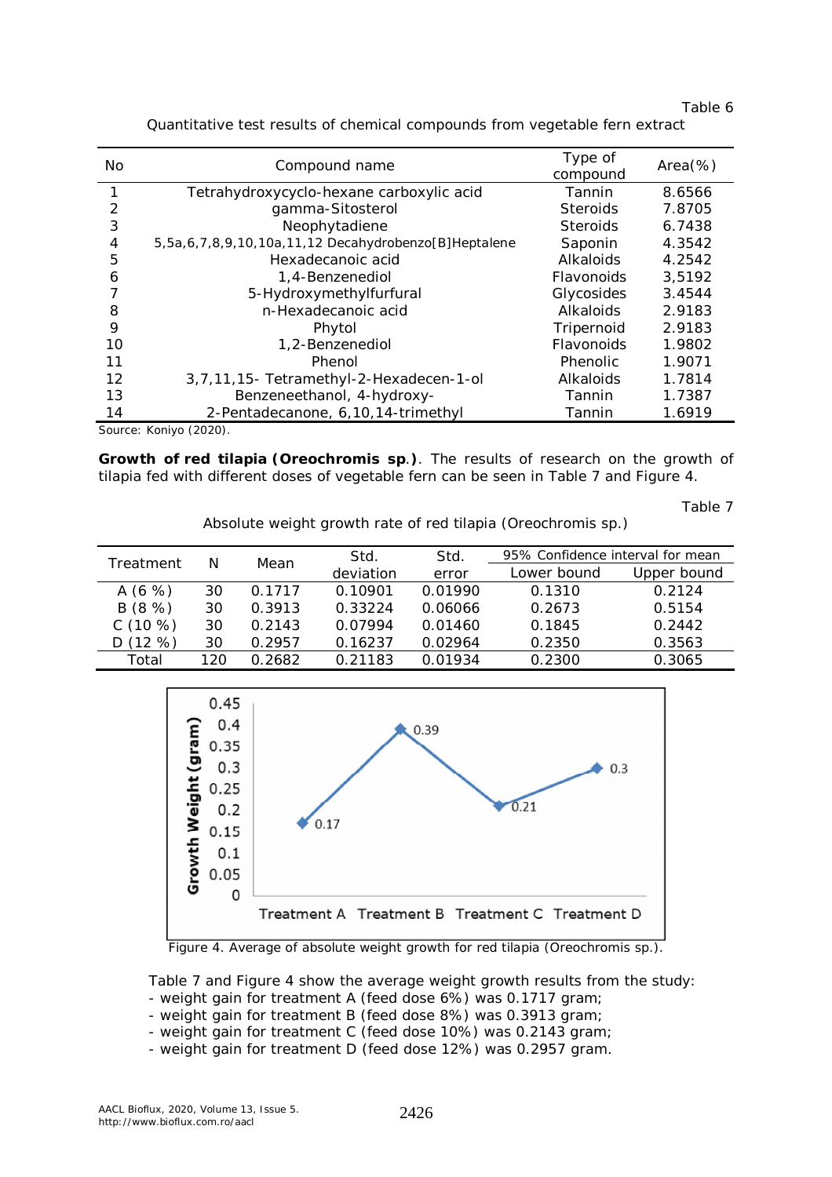Table 6

Quantitative test results of chemical compounds from vegetable fern extract

| No | Compound name | Type of compound | Area(%) |
|---|---|---|---|
| 1 | Tetrahydroxycyclo-hexane carboxylic acid | Tannin | 8.6566 |
| 2 | gamma-Sitosterol | Steroids | 7.8705 |
| 3 | Neophytadiene | Steroids | 6.7438 |
| 4 | 5,5a,6,7,8,9,10,10a,11,12 Decahydrobenzo[B]Heptalene | Saponin | 4.3542 |
| 5 | Hexadecanoic acid | Alkaloids | 4.2542 |
| 6 | 1,4-Benzenediol | Flavonoids | 3,5192 |
| 7 | 5-Hydroxymethylfurfural | Glycosides | 3.4544 |
| 8 | n-Hexadecanoic acid | Alkaloids | 2.9183 |
| 9 | Phytol | Tripernoid | 2.9183 |
| 10 | 1,2-Benzenediol | Flavonoids | 1.9802 |
| 11 | Phenol | Phenolic | 1.9071 |
| 12 | 3,7,11,15- Tetramethyl-2-Hexadecen-1-ol | Alkaloids | 1.7814 |
| 13 | Benzeneethanol, 4-hydroxy- | Tannin | 1.7387 |
| 14 | 2-Pentadecanone, 6,10,14-trimethyl | Tannin | 1.6919 |

Source: Koniyo (2020).

**Growth of red tilapia (*Oreochromis* sp.)**. The results of research on the growth of tilapia fed with different doses of vegetable fern can be seen in Table 7 and Figure 4.

Table 7

Absolute weight growth rate of red tilapia (*Oreochromis* sp.)

| Treatment | N | Mean | Std. deviation | Std. error | 95% Confidence interval for mean | |
|---|---|---|---|---|---|---|
| | | | | | Lower bound | Upper bound |
| A (6 %) | 30 | 0.1717 | 0.10901 | 0.01990 | 0.1310 | 0.2124 |
| B (8 %) | 30 | 0.3913 | 0.33224 | 0.06066 | 0.2673 | 0.5154 |
| C (10 %) | 30 | 0.2143 | 0.07994 | 0.01460 | 0.1845 | 0.2442 |
| D (12 %) | 30 | 0.2957 | 0.16237 | 0.02964 | 0.2350 | 0.3563 |
| Total | 120 | 0.2682 | 0.21183 | 0.01934 | 0.2300 | 0.3065 |

Figure 4. Average of absolute weight growth for red tilapia (*Oreochromis* sp.).

Table 7 and Figure 4 show the average weight growth results from the study:
- weight gain for treatment A (feed dose 6%) was 0.1717 gram;
- weight gain for treatment B (feed dose 8%) was 0.3913 gram;
- weight gain for treatment C (feed dose 10%) was 0.2143 gram;
- weight gain for treatment D (feed dose 12%) was 0.2957 gram.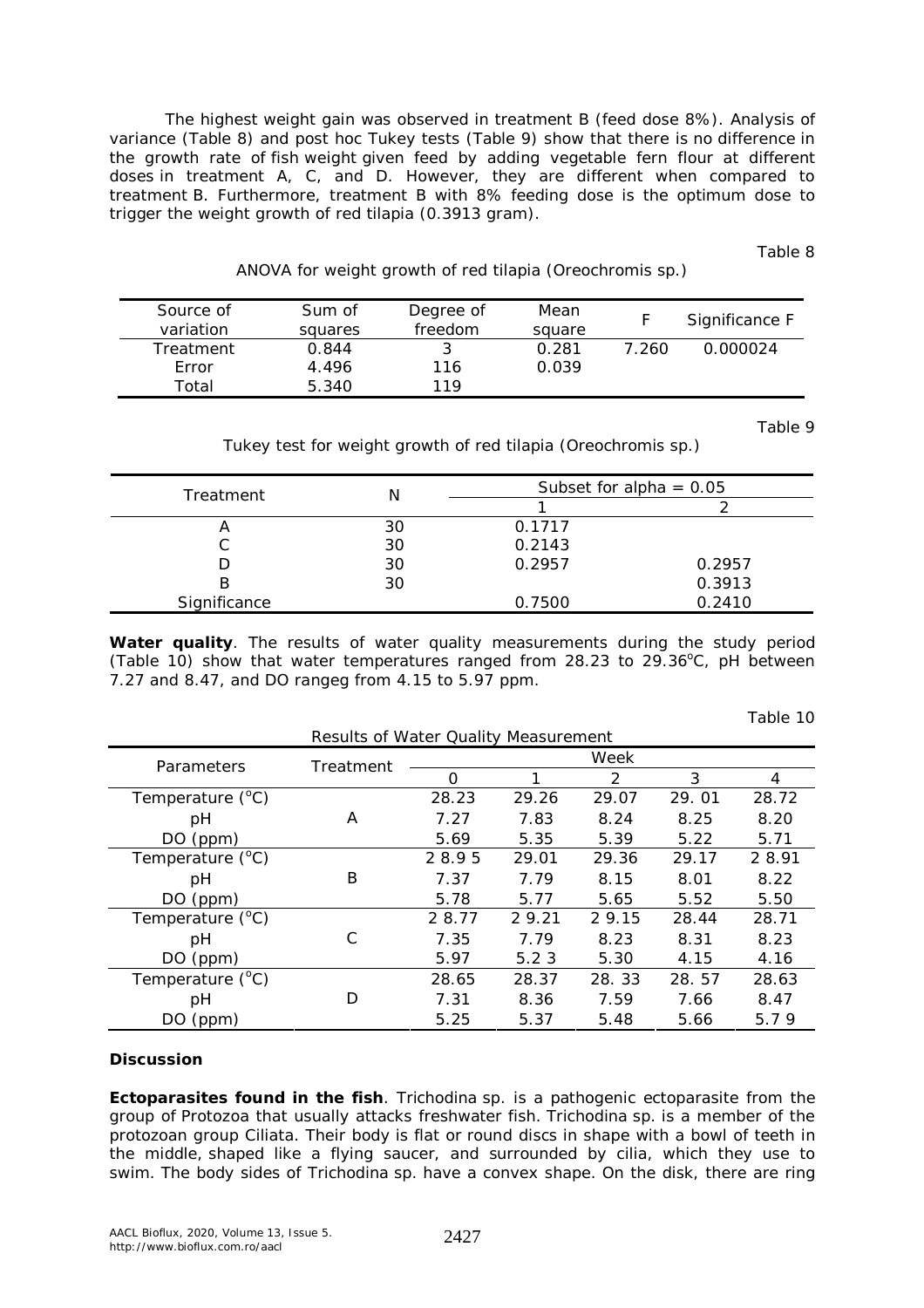The highest weight gain was observed in treatment B (feed dose 8%). Analysis of variance (Table 8) and post hoc Tukey tests (Table 9) show that there is no difference in the growth rate of fish weight given feed by adding vegetable fern flour at different doses in treatment A, C, and D. However, they are different when compared to treatment B. Furthermore, treatment B with 8% feeding dose is the optimum dose to trigger the weight growth of red tilapia (0.3913 gram).

Table 8

ANOVA for weight growth of red tilapia (*Oreochromis* sp.)

| Source of variation | Sum of squares | Degree of freedom | Mean square | F | Significance F |
|---|---|---|---|---|---|
| Treatment | 0.844 | 3 | 0.281 | 7.260 | 0.000024 |
| Error | 4.496 | 116 | 0.039 | | |
| Total | 5.340 | 119 | | | |

Table 9

Tukey test for weight growth of red tilapia (*Oreochromis* sp.)

| Treatment | N | Subset for alpha = 0.05 | |
|---|---|---|---|
| | | 1 | 2 |
| A | 30 | 0.1717 | |
| C | 30 | 0.2143 | |
| D | 30 | 0.2957 | 0.2957 |
| B | 30 | | 0.3913 |
| Significance | | 0.7500 | 0.2410 |

**Water quality**. The results of water quality measurements during the study period (Table 10) show that water temperatures ranged from 28.23 to 29.36$^{o}$C, pH between 7.27 and 8.47, and DO rangeg from 4.15 to 5.97 ppm.

Table 10

Results of Water Quality Measurement

| Parameters | Treatment | Week | | | | |
|---|---|---|---|---|---|---|
| | | 0 | 1 | 2 | 3 | 4 |
| Temperature ($^{o}$C) | A | 28.23 | 29.26 | 29.07 | 29. 01 | 28.72 |
| pH | | 7.27 | 7.83 | 8.24 | 8.25 | 8.20 |
| DO (ppm) | | 5.69 | 5.35 | 5.39 | 5.22 | 5.71 |
| Temperature ($^{o}$C) | B | 2 8.9 5 | 29.01 | 29.36 | 29.17 | 2 8.91 |
| pH | | 7.37 | 7.79 | 8.15 | 8.01 | 8.22 |
| DO (ppm) | | 5.78 | 5.77 | 5.65 | 5.52 | 5.50 |
| Temperature ($^{o}$C) | C | 2 8.77 | 2 9.21 | 2 9.15 | 28.44 | 28.71 |
| pH | | 7.35 | 7.79 | 8.23 | 8.31 | 8.23 |
| DO (ppm) | | 5.97 | 5.2 3 | 5.30 | 4.15 | 4.16 |
| Temperature ($^{o}$C) | D | 28.65 | 28.37 | 28. 33 | 28. 57 | 28.63 |
| pH | | 7.31 | 8.36 | 7.59 | 7.66 | 8.47 |
| DO (ppm) | | 5.25 | 5.37 | 5.48 | 5.66 | 5.7 9 |

## Discussion

**Ectoparasites found in the fish**. *Trichodina* sp. is a pathogenic ectoparasite from the group of Protozoa that usually attacks freshwater fish. *Trichodina* sp. is a member of the protozoan group Ciliata. Their body is flat or round discs in shape with a bowl of teeth in the middle, shaped like a flying saucer, and surrounded by cilia, which they use to swim. The body sides of *Trichodina* sp. have a convex shape. On the disk, there are ring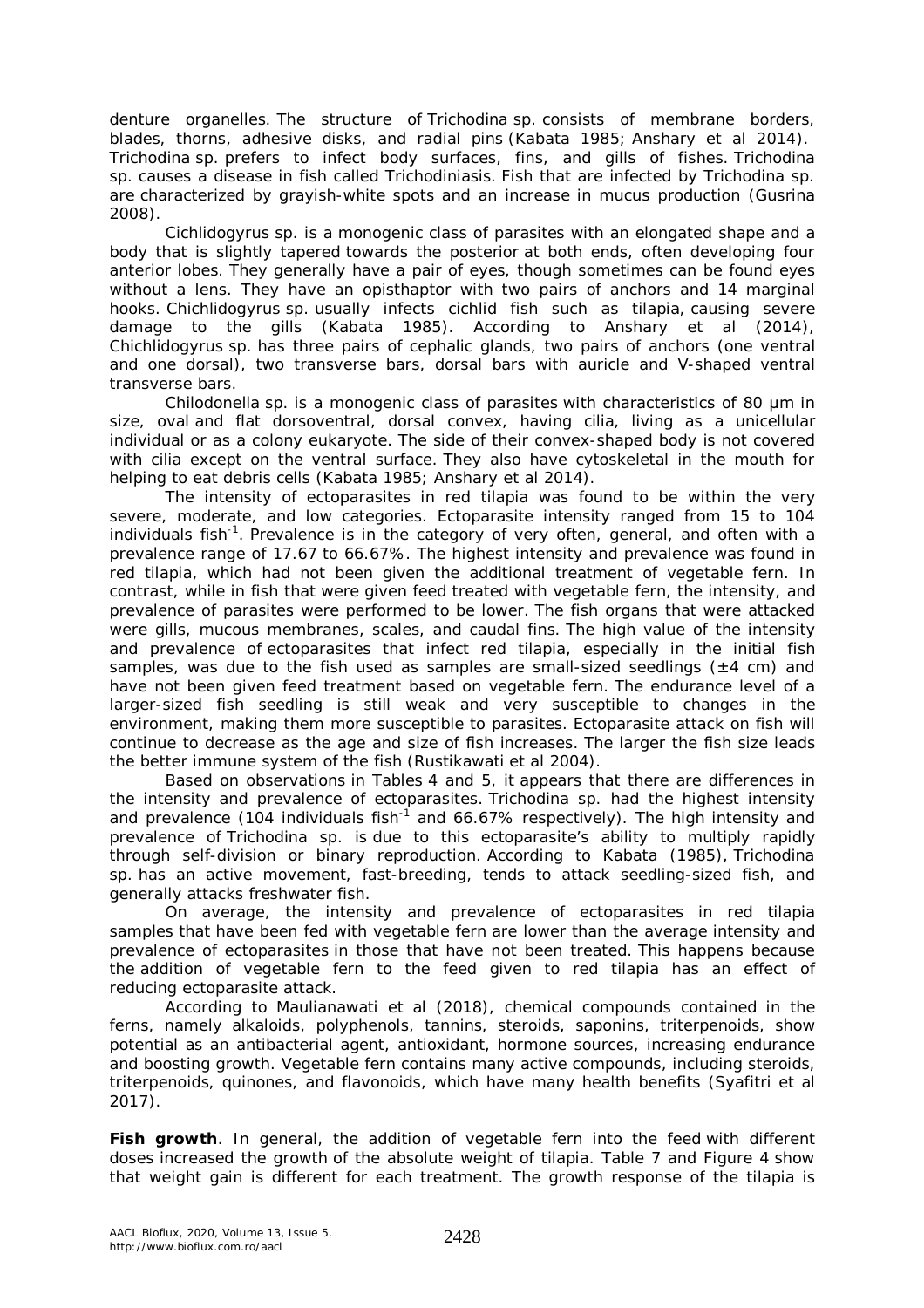denture organelles. The structure of *Trichodina* sp. consists of membrane borders, blades, thorns, adhesive disks, and radial pins (Kabata 1985; Anshary et al 2014). *Trichodina* sp. prefers to infect body surfaces, fins, and gills of fishes. *Trichodina* sp. causes a disease in fish called Trichodiniasis. Fish that are infected by *Trichodina* sp. are characterized by grayish-white spots and an increase in mucus production (Gusrina 2008).

*Cichlidogyrus* sp. is a monogenic class of parasites with an elongated shape and a body that is slightly tapered towards the posterior at both ends, often developing four anterior lobes. They generally have a pair of eyes, though sometimes can be found eyes without a lens. They have an opisthaptor with two pairs of anchors and 14 marginal hooks. *Chichlidogyrus* sp. usually infects cichlid fish such as tilapia, causing severe damage to the gills (Kabata 1985). According to Anshary et al (2014), *Chichlidogyrus* sp. has three pairs of cephalic glands, two pairs of anchors (one ventral and one dorsal), two transverse bars, dorsal bars with auricle and V-shaped ventral transverse bars.

*Chilodonella* sp. is a monogenic class of parasites with characteristics of 80 μm in size, oval and flat dorsoventral, dorsal convex, having cilia, living as a unicellular individual or as a colony eukaryote. The side of their convex-shaped body is not covered with cilia except on the ventral surface. They also have cytoskeletal in the mouth for helping to eat debris cells (Kabata 1985; Anshary et al 2014).

The intensity of ectoparasites in red tilapia was found to be within the very severe, moderate, and low categories. Ectoparasite intensity ranged from 15 to 104 individuals fish$^{-1}$. Prevalence is in the category of very often, general, and often with a prevalence range of 17.67 to 66.67%. The highest intensity and prevalence was found in red tilapia, which had not been given the additional treatment of vegetable fern. In contrast, while in fish that were given feed treated with vegetable fern, the intensity, and prevalence of parasites were performed to be lower. The fish organs that were attacked were gills, mucous membranes, scales, and caudal fins. The high value of the intensity and prevalence of ectoparasites that infect red tilapia, especially in the initial fish samples, was due to the fish used as samples are small-sized seedlings (±4 cm) and have not been given feed treatment based on vegetable fern. The endurance level of a larger-sized fish seedling is still weak and very susceptible to changes in the environment, making them more susceptible to parasites. Ectoparasite attack on fish will continue to decrease as the age and size of fish increases. The larger the fish size leads the better immune system of the fish (Rustikawati et al 2004).

Based on observations in Tables 4 and 5, it appears that there are differences in the intensity and prevalence of ectoparasites. *Trichodina* sp. had the highest intensity and prevalence (104 individuals fish$^{-1}$ and 66.67% respectively). The high intensity and prevalence of *Trichodina* sp. is due to this ectoparasite's ability to multiply rapidly through self-division or binary reproduction. According to Kabata (1985), *Trichodina* sp. has an active movement, fast-breeding, tends to attack seedling-sized fish, and generally attacks freshwater fish.

On average, the intensity and prevalence of ectoparasites in red tilapia samples that have been fed with vegetable fern are lower than the average intensity and prevalence of ectoparasites in those that have not been treated. This happens because the addition of vegetable fern to the feed given to red tilapia has an effect of reducing ectoparasite attack.

According to Maulianawati et al (2018), chemical compounds contained in the ferns, namely alkaloids, polyphenols, tannins, steroids, saponins, triterpenoids, show potential as an antibacterial agent, antioxidant, hormone sources, increasing endurance and boosting growth. Vegetable fern contains many active compounds, including steroids, triterpenoids, quinones, and flavonoids, which have many health benefits (Syafitri et al 2017).

**Fish growth**. In general, the addition of vegetable fern into the feed with different doses increased the growth of the absolute weight of tilapia. Table 7 and Figure 4 show that weight gain is different for each treatment. The growth response of the tilapia is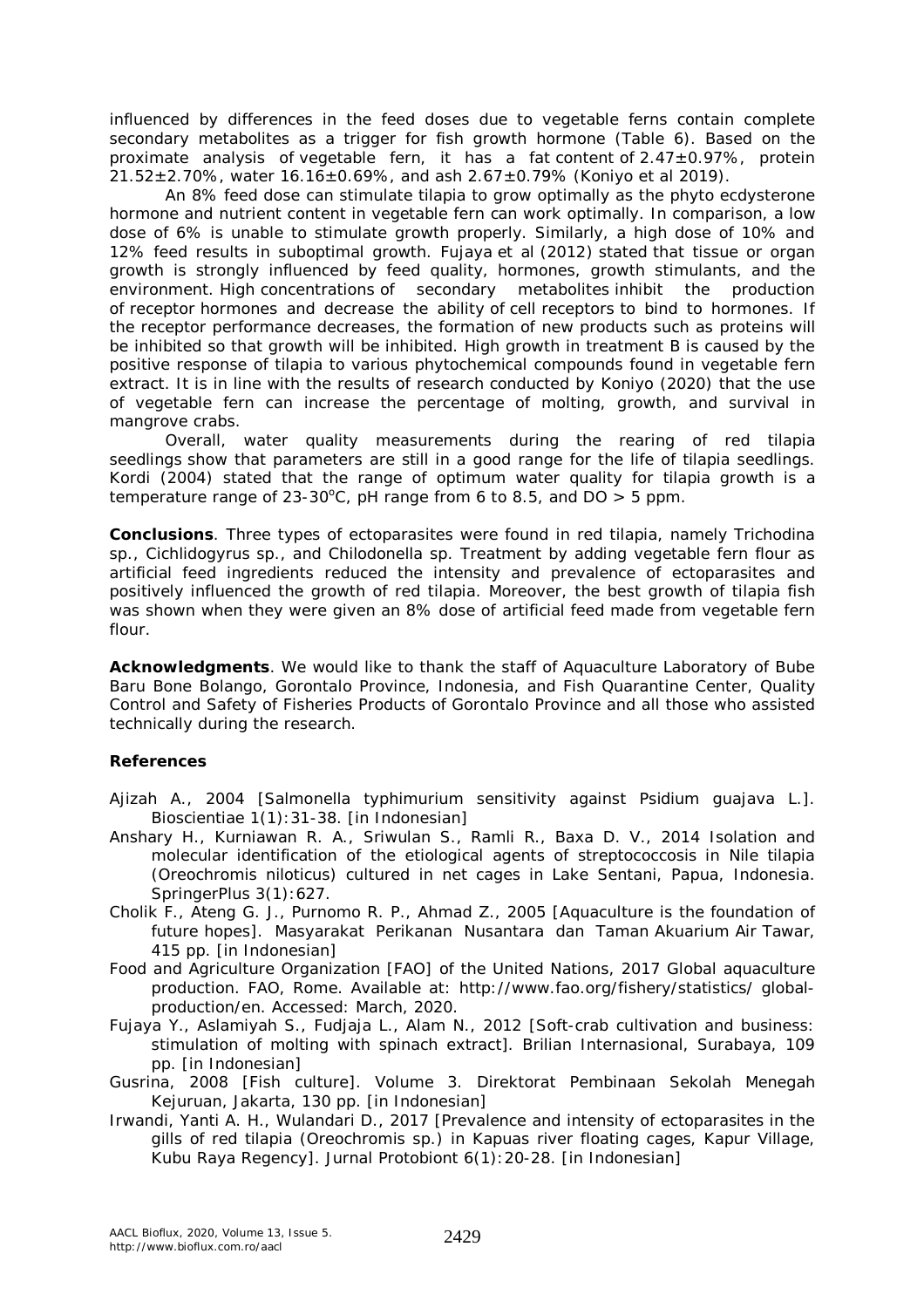influenced by differences in the feed doses due to vegetable ferns contain complete secondary metabolites as a trigger for fish growth hormone (Table 6). Based on the proximate analysis of vegetable fern, it has a fat content of 2.47±0.97%, protein 21.52±2.70%, water 16.16±0.69%, and ash 2.67±0.79% (Koniyo et al 2019).

An 8% feed dose can stimulate tilapia to grow optimally as the phyto ecdysterone hormone and nutrient content in vegetable fern can work optimally. In comparison, a low dose of 6% is unable to stimulate growth properly. Similarly, a high dose of 10% and 12% feed results in suboptimal growth. Fujaya et al (2012) stated that tissue or organ growth is strongly influenced by feed quality, hormones, growth stimulants, and the environment. High concentrations of secondary metabolites inhibit the production of receptor hormones and decrease the ability of cell receptors to bind to hormones. If the receptor performance decreases, the formation of new products such as proteins will be inhibited so that growth will be inhibited. High growth in treatment B is caused by the positive response of tilapia to various phytochemical compounds found in vegetable fern extract. It is in line with the results of research conducted by Koniyo (2020) that the use of vegetable fern can increase the percentage of molting, growth, and survival in mangrove crabs.

Overall, water quality measurements during the rearing of red tilapia seedlings show that parameters are still in a good range for the life of tilapia seedlings. Kordi (2004) stated that the range of optimum water quality for tilapia growth is a temperature range of 23-30$^{o}$C, pH range from 6 to 8.5, and DO > 5 ppm.

**Conclusions**. Three types of ectoparasites were found in red tilapia, namely *Trichodina* sp., *Cichlidogyrus* sp., and *Chilodonella* sp. Treatment by adding vegetable fern flour as artificial feed ingredients reduced the intensity and prevalence of ectoparasites and positively influenced the growth of red tilapia. Moreover, the best growth of tilapia fish was shown when they were given an 8% dose of artificial feed made from vegetable fern flour.

**Acknowledgments**. We would like to thank the staff of Aquaculture Laboratory of Bube Baru Bone Bolango, Gorontalo Province, Indonesia, and Fish Quarantine Center, Quality Control and Safety of Fisheries Products of Gorontalo Province and all those who assisted technically during the research.

**References**

Ajizah A., 2004 [*Salmonella typhimurium* sensitivity against *Psidium guajava* L.]. Bioscientiae 1(1):31-38. [in Indonesian]

Anshary H., Kurniawan R. A., Sriwulan S., Ramli R., Baxa D. V., 2014 Isolation and molecular identification of the etiological agents of streptococcosis in Nile tilapia (*Oreochromis niloticus*) cultured in net cages in Lake Sentani, Papua, Indonesia. SpringerPlus 3(1):627.

Cholik F., Ateng G. J., Purnomo R. P., Ahmad Z., 2005 [Aquaculture is the foundation of future hopes]. Masyarakat Perikanan Nusantara dan Taman Akuarium Air Tawar, 415 pp. [in Indonesian]

Food and Agriculture Organization [FAO] of the United Nations, 2017 Global aquaculture production. FAO, Rome. Available at: http://www.fao.org/fishery/statistics/ global-production/en. Accessed: March, 2020.

Fujaya Y., Aslamiyah S., Fudjaja L., Alam N., 2012 [Soft-crab cultivation and business: stimulation of molting with spinach extract]. Brilian Internasional, Surabaya, 109 pp. [in Indonesian]

Gusrina, 2008 [Fish culture]. Volume 3. Direktorat Pembinaan Sekolah Menegah Kejuruan, Jakarta, 130 pp. [in Indonesian]

Irwandi, Yanti A. H., Wulandari D., 2017 [Prevalence and intensity of ectoparasites in the gills of red tilapia (*Oreochromis* sp.) in Kapuas river floating cages, Kapur Village, Kubu Raya Regency]. Jurnal Protobiont 6(1):20-28. [in Indonesian]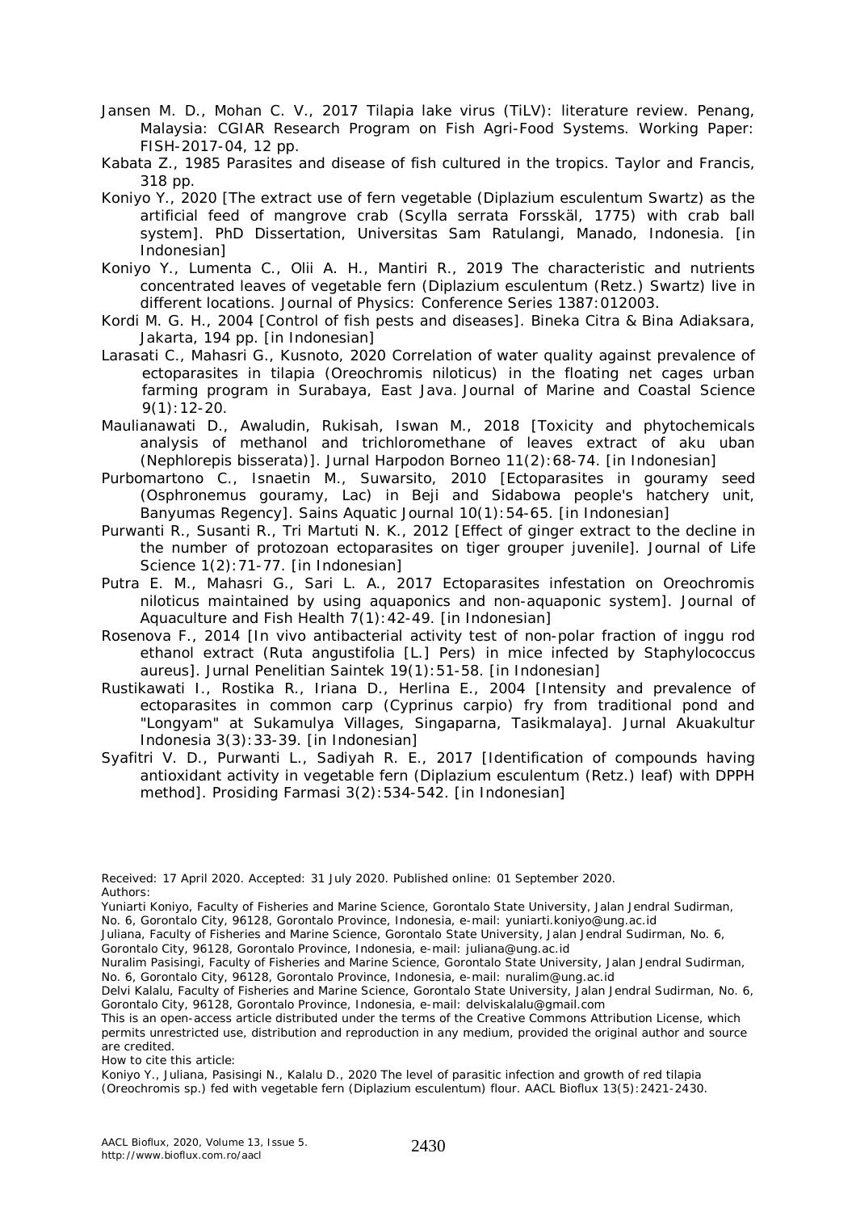Jansen M. D., Mohan C. V., 2017 Tilapia lake virus (TiLV): literature review. Penang, Malaysia: CGIAR Research Program on Fish Agri-Food Systems. Working Paper: FISH-2017-04, 12 pp.

Kabata Z., 1985 Parasites and disease of fish cultured in the tropics. Taylor and Francis, 318 pp.

Koniyo Y., 2020 [The extract use of fern vegetable (Diplazium esculentum Swartz) as the artificial feed of mangrove crab (Scylla serrata Forsskäl, 1775) with crab ball system]. PhD Dissertation, Universitas Sam Ratulangi, Manado, Indonesia. [in Indonesian]

Koniyo Y., Lumenta C., Olii A. H., Mantiri R., 2019 The characteristic and nutrients concentrated leaves of vegetable fern (Diplazium esculentum (Retz.) Swartz) live in different locations. Journal of Physics: Conference Series 1387:012003.

Kordi M. G. H., 2004 [Control of fish pests and diseases]. Bineka Citra & Bina Adiaksara, Jakarta, 194 pp. [in Indonesian]

Larasati C., Mahasri G., Kusnoto, 2020 Correlation of water quality against prevalence of ectoparasites in tilapia (Oreochromis niloticus) in the floating net cages urban farming program in Surabaya, East Java. Journal of Marine and Coastal Science 9(1):12-20.

Maulianawati D., Awaludin, Rukisah, Iswan M., 2018 [Toxicity and phytochemicals analysis of methanol and trichloromethane of leaves extract of aku uban (Nephlorepis bisserata)]. Jurnal Harpodon Borneo 11(2):68-74. [in Indonesian]

Purbomartono C., Isnaetin M., Suwarsito, 2010 [Ectoparasites in gouramy seed (Osphronemus gouramy, Lac) in Beji and Sidabowa people's hatchery unit, Banyumas Regency]. Sains Aquatic Journal 10(1):54-65. [in Indonesian]

Purwanti R., Susanti R., Tri Martuti N. K., 2012 [Effect of ginger extract to the decline in the number of protozoan ectoparasites on tiger grouper juvenile]. Journal of Life Science 1(2):71-77. [in Indonesian]

Putra E. M., Mahasri G., Sari L. A., 2017 Ectoparasites infestation on Oreochromis niloticus maintained by using aquaponics and non-aquaponic system]. Journal of Aquaculture and Fish Health 7(1):42-49. [in Indonesian]

Rosenova F., 2014 [In vivo antibacterial activity test of non-polar fraction of inggu rod ethanol extract (Ruta angustifolia [L.] Pers) in mice infected by Staphylococcus aureus]. Jurnal Penelitian Saintek 19(1):51-58. [in Indonesian]

Rustikawati I., Rostika R., Iriana D., Herlina E., 2004 [Intensity and prevalence of ectoparasites in common carp (Cyprinus carpio) fry from traditional pond and "Longyam" at Sukamulya Villages, Singaparna, Tasikmalaya]. Jurnal Akuakultur Indonesia 3(3):33-39. [in Indonesian]

Syafitri V. D., Purwanti L., Sadiyah R. E., 2017 [Identification of compounds having antioxidant activity in vegetable fern (Diplazium esculentum (Retz.) leaf) with DPPH method]. Prosiding Farmasi 3(2):534-542. [in Indonesian]

Received: 17 April 2020. Accepted: 31 July 2020. Published online: 01 September 2020.

Authors:

Yuniarti Koniyo, Faculty of Fisheries and Marine Science, Gorontalo State University, Jalan Jendral Sudirman, No. 6, Gorontalo City, 96128, Gorontalo Province, Indonesia, e-mail: yuniarti.koniyo@ung.ac.id

Juliana, Faculty of Fisheries and Marine Science, Gorontalo State University, Jalan Jendral Sudirman, No. 6, Gorontalo City, 96128, Gorontalo Province, Indonesia, e-mail: juliana@ung.ac.id

Nuralim Pasisingi, Faculty of Fisheries and Marine Science, Gorontalo State University, Jalan Jendral Sudirman, No. 6, Gorontalo City, 96128, Gorontalo Province, Indonesia, e-mail: nuralim@ung.ac.id

Delvi Kalalu, Faculty of Fisheries and Marine Science, Gorontalo State University, Jalan Jendral Sudirman, No. 6, Gorontalo City, 96128, Gorontalo Province, Indonesia, e-mail: delviskalalu@gmail.com

This is an open-access article distributed under the terms of the Creative Commons Attribution License, which permits unrestricted use, distribution and reproduction in any medium, provided the original author and source are credited.

How to cite this article:

Koniyo Y., Juliana, Pasisingi N., Kalalu D., 2020 The level of parasitic infection and growth of red tilapia (Oreochromis sp.) fed with vegetable fern (Diplazium esculentum) flour. AACL Bioflux 13(5):2421-2430.